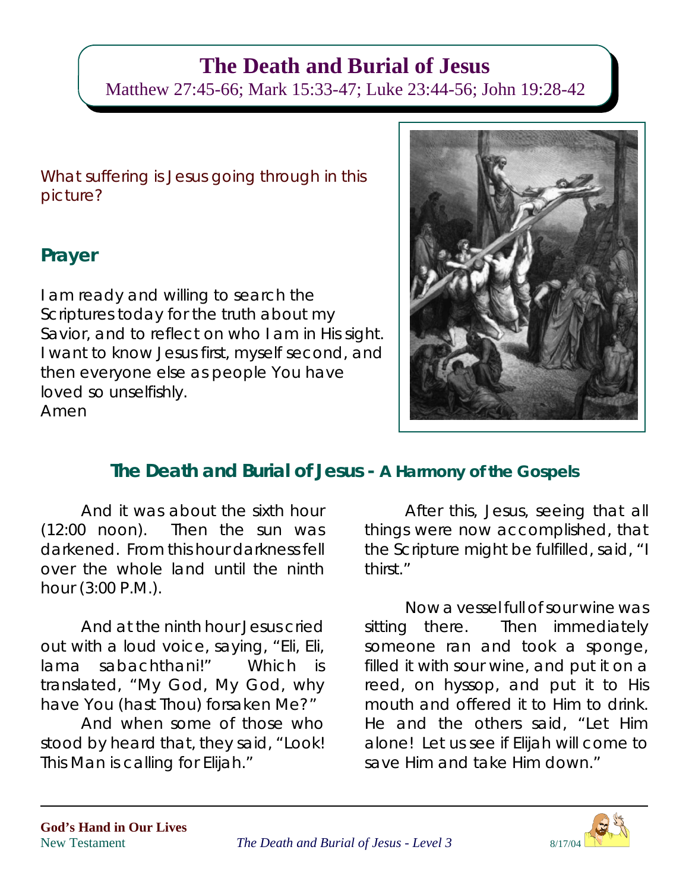# The Death and Burial of Jesus

Matthew 27:45-66; Mark 15:33-47; Luke 23:44-56; John 19:28-42

What suffering is Jesus going through in this picture?

## Prayer

I am ready and willing to search the Scriptures today for the truth about my Savior, and to reflect on who I am in His sight. I want to know Jesus first, myself second, and then everyone else as people You have loved so unselfishly.
Amen

## The Death and Burial of Jesus - A Harmony of the Gospels

And it was about the sixth hour (12:00 noon). Then the sun was darkened. From this hour darkness fell over the whole land until the ninth hour (3:00 P.M.).

And at the ninth hour Jesus cried out with a loud voice, saying, "Eli, Eli, lama sabachthani!" Which is translated, "My God, My God, why have You (hast Thou) forsaken Me?"

And when some of those who stood by heard that, they said, "Look! This Man is calling for Elijah."

After this, Jesus, seeing that all things were now accomplished, that the Scripture might be fulfilled, said, "I thirst."

Now a vessel full of sour wine was sitting there. Then immediately someone ran and took a sponge, filled it with sour wine, and put it on a reed, on hyssop, and put it to His mouth and offered it to Him to drink. He and the others said, "Let Him alone! Let us see if Elijah will come to save Him and take Him down."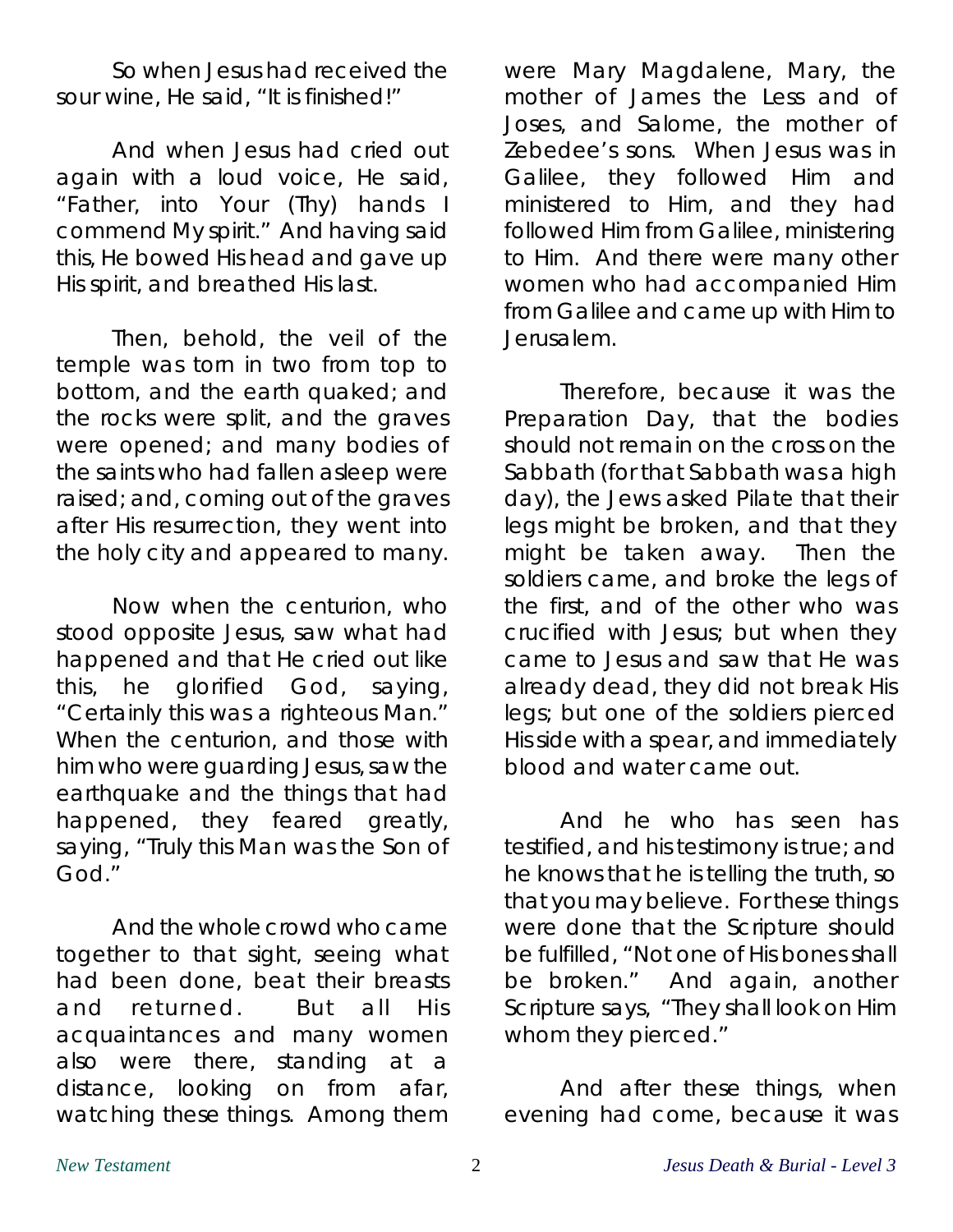So when Jesus had received the sour wine, He said, "It is finished!"

And when Jesus had cried out again with a loud voice, He said, "Father, into Your (Thy) hands I commend My spirit." And having said this, He bowed His head and gave up His spirit, and breathed His last.

Then, behold, the veil of the temple was torn in two from top to bottom, and the earth quaked; and the rocks were split, and the graves were opened; and many bodies of the saints who had fallen asleep were raised; and, coming out of the graves after His resurrection, they went into the holy city and appeared to many.

Now when the centurion, who stood opposite Jesus, saw what had happened and that He cried out like this, he glorified God, saying, "Certainly this was a righteous Man." When the centurion, and those with him who were guarding Jesus, saw the earthquake and the things that had happened, they feared greatly, saying, "Truly this Man was the Son of God."

And the whole crowd who came together to that sight, seeing what had been done, beat their breasts and returned. But all His acquaintances and many women also were there, standing at a distance, looking on from afar, watching these things. Among them were Mary Magdalene, Mary, the mother of James the Less and of Joses, and Salome, the mother of Zebedee's sons. When Jesus was in Galilee, they followed Him and ministered to Him, and they had followed Him from Galilee, ministering to Him. And there were many other women who had accompanied Him from Galilee and came up with Him to Jerusalem.

Therefore, because it was the Preparation Day, that the bodies should not remain on the cross on the Sabbath (for that Sabbath was a high day), the Jews asked Pilate that their legs might be broken, and that they might be taken away. Then the soldiers came, and broke the legs of the first, and of the other who was crucified with Jesus; but when they came to Jesus and saw that He was already dead, they did not break His legs; but one of the soldiers pierced His side with a spear, and immediately blood and water came out.

And he who has seen has testified, and his testimony is true; and he knows that he is telling the truth, so that you may believe. For these things were done that the Scripture should be fulfilled, "Not one of His bones shall be broken." And again, another Scripture says, "They shall look on Him whom they pierced."

And after these things, when evening had come, because it was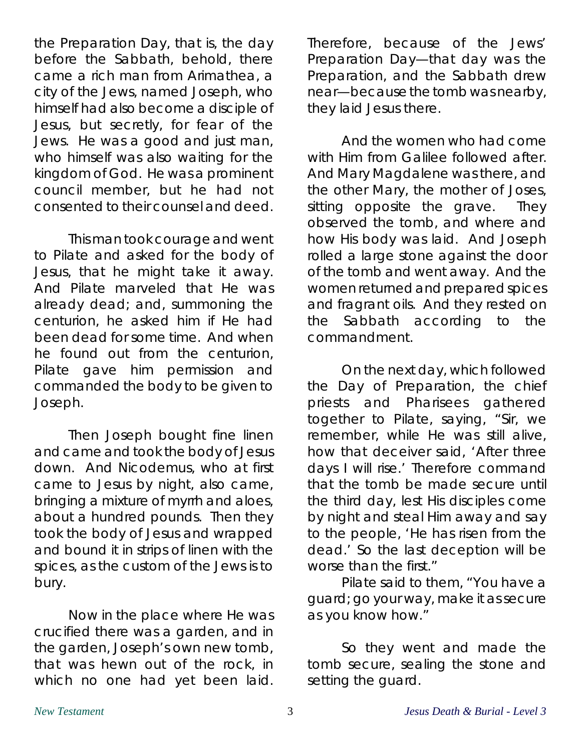the Preparation Day, that is, the day before the Sabbath, behold, there came a rich man from Arimathea, a city of the Jews, named Joseph, who himself had also become a disciple of Jesus, but secretly, for fear of the Jews. He was a good and just man, who himself was also waiting for the kingdom of God. He was a prominent council member, but he had not consented to their counsel and deed.

This man took courage and went to Pilate and asked for the body of Jesus, that he might take it away. And Pilate marveled that He was already dead; and, summoning the centurion, he asked him if He had been dead for some time. And when he found out from the centurion, Pilate gave him permission and commanded the body to be given to Joseph.

Then Joseph bought fine linen and came and took the body of Jesus down. And Nicodemus, who at first came to Jesus by night, also came, bringing a mixture of myrrh and aloes, about a hundred pounds. Then they took the body of Jesus and wrapped and bound it in strips of linen with the spices, as the custom of the Jews is to bury.

Now in the place where He was crucified there was a garden, and in the garden, Joseph's own new tomb, that was hewn out of the rock, in which no one had yet been laid. Therefore, because of the Jews' Preparation Day—that day was the Preparation, and the Sabbath drew near—because the tomb was nearby, they laid Jesus there.

And the women who had come with Him from Galilee followed after. And Mary Magdalene was there, and the other Mary, the mother of Joses, sitting opposite the grave. They observed the tomb, and where and how His body was laid. And Joseph rolled a large stone against the door of the tomb and went away. And the women returned and prepared spices and fragrant oils. And they rested on the Sabbath according to the commandment.

On the next day, which followed the Day of Preparation, the chief priests and Pharisees gathered together to Pilate, saying, "Sir, we remember, while He was still alive, how that deceiver said, 'After three days I will rise.' Therefore command that the tomb be made secure until the third day, lest His disciples come by night and steal Him away and say to the people, 'He has risen from the dead.' So the last deception will be worse than the first."

Pilate said to them, "You have a guard; go your way, make it as secure as you know how."

So they went and made the tomb secure, sealing the stone and setting the guard.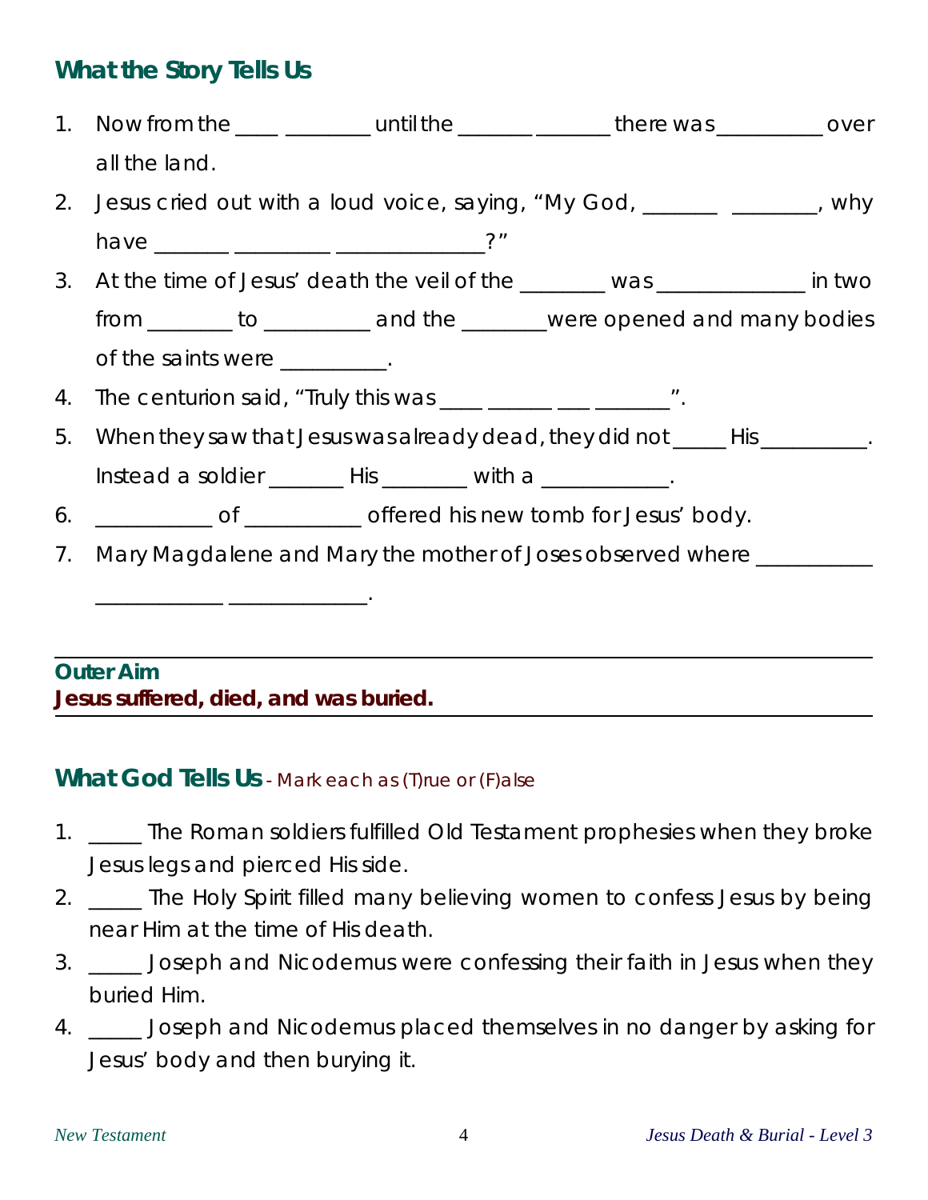## What the Story Tells Us

1. Now from the ____ ________ until the _______ _______ there was __________ over all the land.
2. Jesus cried out with a loud voice, saying, "My God, _______ ________, why have _______ _________ ______________?"
3. At the time of Jesus' death the veil of the ________ was ______________ in two from ________ to __________ and the ________were opened and many bodies of the saints were __________.
4. The centurion said, "Truly this was ____ ______ ___ _______".
5. When they saw that Jesus was already dead, they did not _____ His __________. Instead a soldier _______ His ________ with a ____________.
6. ___________ of ___________ offered his new tomb for Jesus' body.
7. Mary Magdalene and Mary the mother of Joses observed where ___________ ____________ _____________.

---

**Outer Aim**
**Jesus suffered, died, and was buried.**

---

## What God Tells Us - Mark each as (T)rue or (F)alse

1. _____ The Roman soldiers fulfilled Old Testament prophesies when they broke Jesus legs and pierced His side.
2. _____ The Holy Spirit filled many believing women to confess Jesus by being near Him at the time of His death.
3. _____ Joseph and Nicodemus were confessing their faith in Jesus when they buried Him.
4. _____ Joseph and Nicodemus placed themselves in no danger by asking for Jesus' body and then burying it.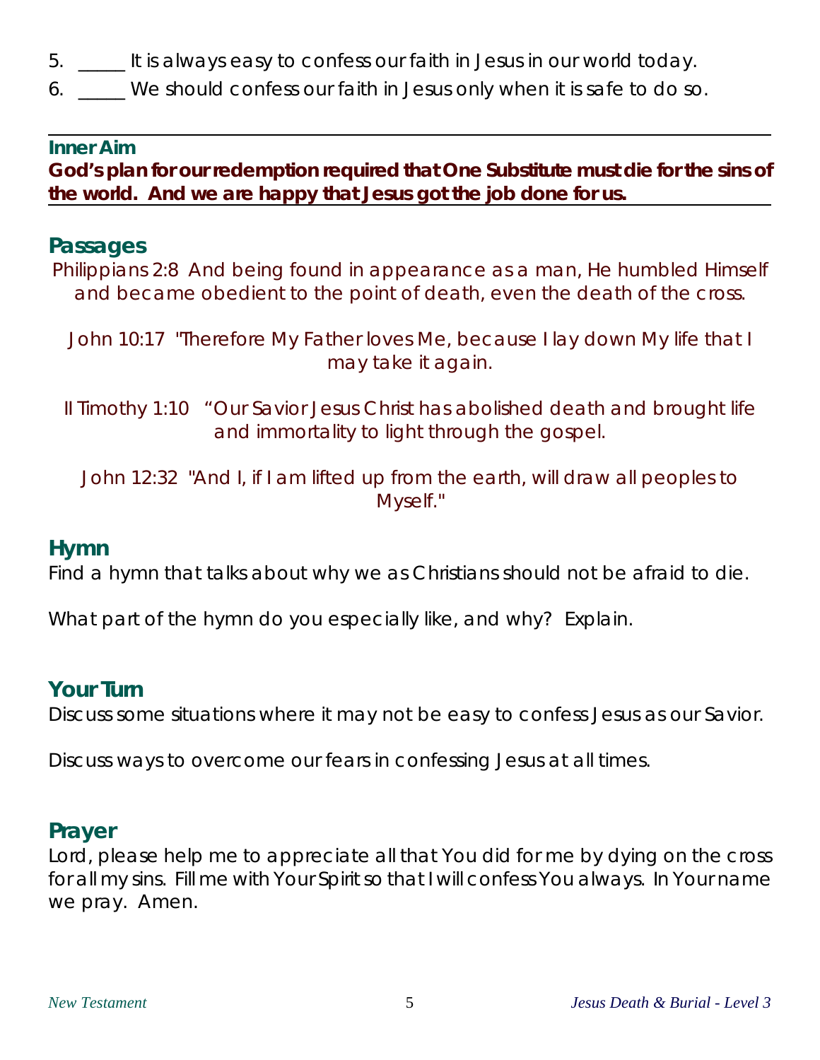5. _____ It is always easy to confess our faith in Jesus in our world today.
6. _____ We should confess our faith in Jesus only when it is safe to do so.

---

**Inner Aim**

**God's plan for our redemption required that One Substitute must die for the sins of the world. And we are happy that Jesus got the job done for us.**

---

## Passages

Philippians 2:8 And being found in appearance as a man, He humbled Himself and became obedient to the point of death, even the death of the cross.

John 10:17 "Therefore My Father loves Me, because I lay down My life that I may take it again.

II Timothy 1:10 "Our Savior Jesus Christ has abolished death and brought life and immortality to light through the gospel.

John 12:32 "And I, if I am lifted up from the earth, will draw all peoples to Myself."

## Hymn

Find a hymn that talks about why we as Christians should not be afraid to die.

What part of the hymn do you especially like, and why? Explain.

## Your Turn

Discuss some situations where it may not be easy to confess Jesus as our Savior.

Discuss ways to overcome our fears in confessing Jesus at all times.

## Prayer

Lord, please help me to appreciate all that You did for me by dying on the cross for all my sins. Fill me with Your Spirit so that I will confess You always. In Your name we pray. Amen.